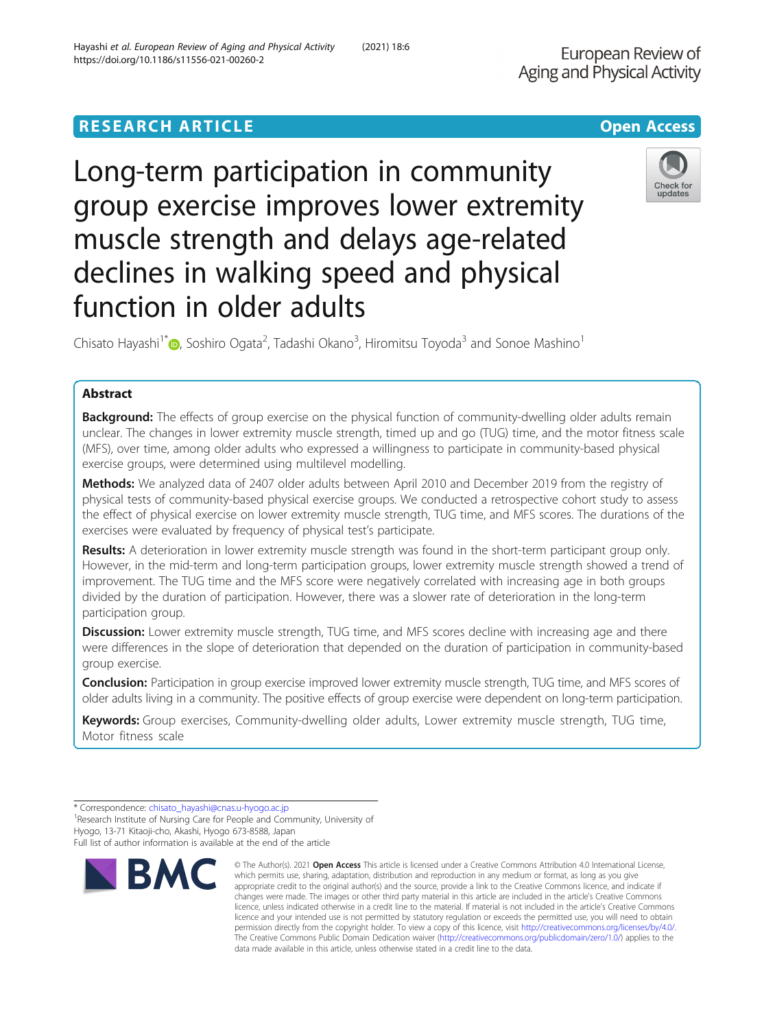RESEARCH ARTICLE

Open Access

# Long-term participation in community group exercise improves lower extremity muscle strength and delays age-related declines in walking speed and physical function in older adults

Chisato Hayashi[1*], Soshiro Ogata[2], Tadashi Okano[3], Hiromitsu Toyoda[3] and Sonoe Mashino[1]

## Abstract

**Background:** The effects of group exercise on the physical function of community-dwelling older adults remain unclear. The changes in lower extremity muscle strength, timed up and go (TUG) time, and the motor fitness scale (MFS), over time, among older adults who expressed a willingness to participate in community-based physical exercise groups, were determined using multilevel modelling.

**Methods:** We analyzed data of 2407 older adults between April 2010 and December 2019 from the registry of physical tests of community-based physical exercise groups. We conducted a retrospective cohort study to assess the effect of physical exercise on lower extremity muscle strength, TUG time, and MFS scores. The durations of the exercises were evaluated by frequency of physical test's participate.

**Results:** A deterioration in lower extremity muscle strength was found in the short-term participant group only. However, in the mid-term and long-term participation groups, lower extremity muscle strength showed a trend of improvement. The TUG time and the MFS score were negatively correlated with increasing age in both groups divided by the duration of participation. However, there was a slower rate of deterioration in the long-term participation group.

**Discussion:** Lower extremity muscle strength, TUG time, and MFS scores decline with increasing age and there were differences in the slope of deterioration that depended on the duration of participation in community-based group exercise.

**Conclusion:** Participation in group exercise improved lower extremity muscle strength, TUG time, and MFS scores of older adults living in a community. The positive effects of group exercise were dependent on long-term participation.

**Keywords:** Group exercises, Community-dwelling older adults, Lower extremity muscle strength, TUG time, Motor fitness scale

---

* Correspondence: chisato_hayashi@cnas.u-hyogo.ac.jp
[1]Research Institute of Nursing Care for People and Community, University of Hyogo, 13-71 Kitaoji-cho, Akashi, Hyogo 673-8588, Japan
Full list of author information is available at the end of the article

© The Author(s). 2021 **Open Access** This article is licensed under a Creative Commons Attribution 4.0 International License, which permits use, sharing, adaptation, distribution and reproduction in any medium or format, as long as you give appropriate credit to the original author(s) and the source, provide a link to the Creative Commons licence, and indicate if changes were made. The images or other third party material in this article are included in the article's Creative Commons licence, unless indicated otherwise in a credit line to the material. If material is not included in the article's Creative Commons licence and your intended use is not permitted by statutory regulation or exceeds the permitted use, you will need to obtain permission directly from the copyright holder. To view a copy of this licence, visit http://creativecommons.org/licenses/by/4.0/. The Creative Commons Public Domain Dedication waiver (http://creativecommons.org/publicdomain/zero/1.0/) applies to the data made available in this article, unless otherwise stated in a credit line to the data.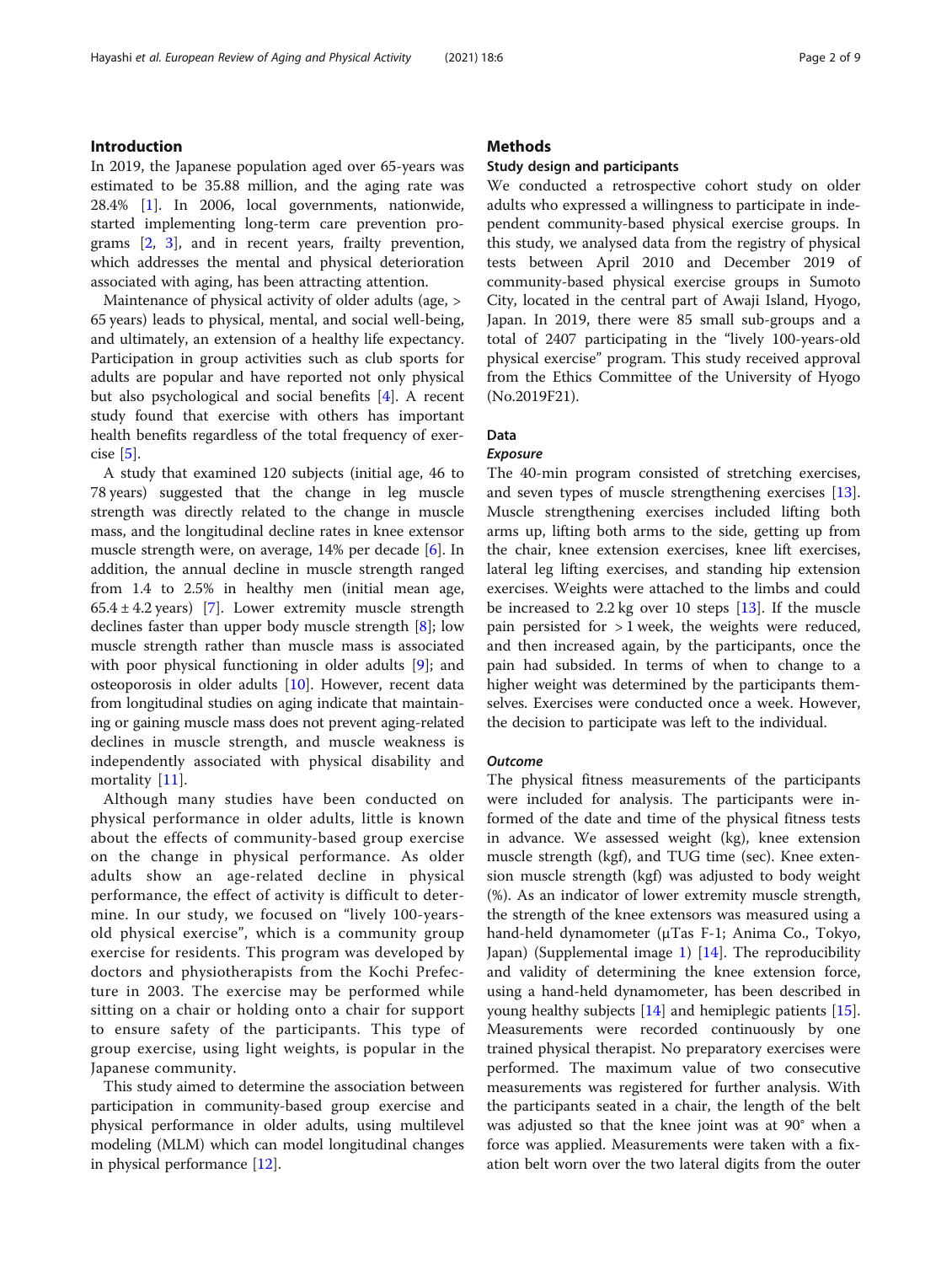## Introduction

In 2019, the Japanese population aged over 65-years was estimated to be 35.88 million, and the aging rate was 28.4% [1]. In 2006, local governments, nationwide, started implementing long-term care prevention programs [2, 3], and in recent years, frailty prevention, which addresses the mental and physical deterioration associated with aging, has been attracting attention.

Maintenance of physical activity of older adults (age, > 65 years) leads to physical, mental, and social well-being, and ultimately, an extension of a healthy life expectancy. Participation in group activities such as club sports for adults are popular and have reported not only physical but also psychological and social benefits [4]. A recent study found that exercise with others has important health benefits regardless of the total frequency of exercise [5].

A study that examined 120 subjects (initial age, 46 to 78 years) suggested that the change in leg muscle strength was directly related to the change in muscle mass, and the longitudinal decline rates in knee extensor muscle strength were, on average, 14% per decade [6]. In addition, the annual decline in muscle strength ranged from 1.4 to 2.5% in healthy men (initial mean age, $65.4 \pm 4.2$ years) [7]. Lower extremity muscle strength declines faster than upper body muscle strength [8]; low muscle strength rather than muscle mass is associated with poor physical functioning in older adults [9]; and osteoporosis in older adults [10]. However, recent data from longitudinal studies on aging indicate that maintaining or gaining muscle mass does not prevent aging-related declines in muscle strength, and muscle weakness is independently associated with physical disability and mortality [11].

Although many studies have been conducted on physical performance in older adults, little is known about the effects of community-based group exercise on the change in physical performance. As older adults show an age-related decline in physical performance, the effect of activity is difficult to determine. In our study, we focused on "lively 100-years-old physical exercise", which is a community group exercise for residents. This program was developed by doctors and physiotherapists from the Kochi Prefecture in 2003. The exercise may be performed while sitting on a chair or holding onto a chair for support to ensure safety of the participants. This type of group exercise, using light weights, is popular in the Japanese community.

This study aimed to determine the association between participation in community-based group exercise and physical performance in older adults, using multilevel modeling (MLM) which can model longitudinal changes in physical performance [12].

## Methods

### Study design and participants

We conducted a retrospective cohort study on older adults who expressed a willingness to participate in independent community-based physical exercise groups. In this study, we analysed data from the registry of physical tests between April 2010 and December 2019 of community-based physical exercise groups in Sumoto City, located in the central part of Awaji Island, Hyogo, Japan. In 2019, there were 85 small sub-groups and a total of 2407 participating in the "lively 100-years-old physical exercise" program. This study received approval from the Ethics Committee of the University of Hyogo (No.2019F21).

### Data

#### *Exposure*

The 40-min program consisted of stretching exercises, and seven types of muscle strengthening exercises [13]. Muscle strengthening exercises included lifting both arms up, lifting both arms to the side, getting up from the chair, knee extension exercises, knee lift exercises, lateral leg lifting exercises, and standing hip extension exercises. Weights were attached to the limbs and could be increased to 2.2 kg over 10 steps [13]. If the muscle pain persisted for > 1 week, the weights were reduced, and then increased again, by the participants, once the pain had subsided. In terms of when to change to a higher weight was determined by the participants themselves. Exercises were conducted once a week. However, the decision to participate was left to the individual.

#### *Outcome*

The physical fitness measurements of the participants were included for analysis. The participants were informed of the date and time of the physical fitness tests in advance. We assessed weight (kg), knee extension muscle strength (kgf), and TUG time (sec). Knee extension muscle strength (kgf) was adjusted to body weight (%). As an indicator of lower extremity muscle strength, the strength of the knee extensors was measured using a hand-held dynamometer (μTas F-1; Anima Co., Tokyo, Japan) (Supplemental image 1) [14]. The reproducibility and validity of determining the knee extension force, using a hand-held dynamometer, has been described in young healthy subjects [14] and hemiplegic patients [15]. Measurements were recorded continuously by one trained physical therapist. No preparatory exercises were performed. The maximum value of two consecutive measurements was registered for further analysis. With the participants seated in a chair, the length of the belt was adjusted so that the knee joint was at 90° when a force was applied. Measurements were taken with a fixation belt worn over the two lateral digits from the outer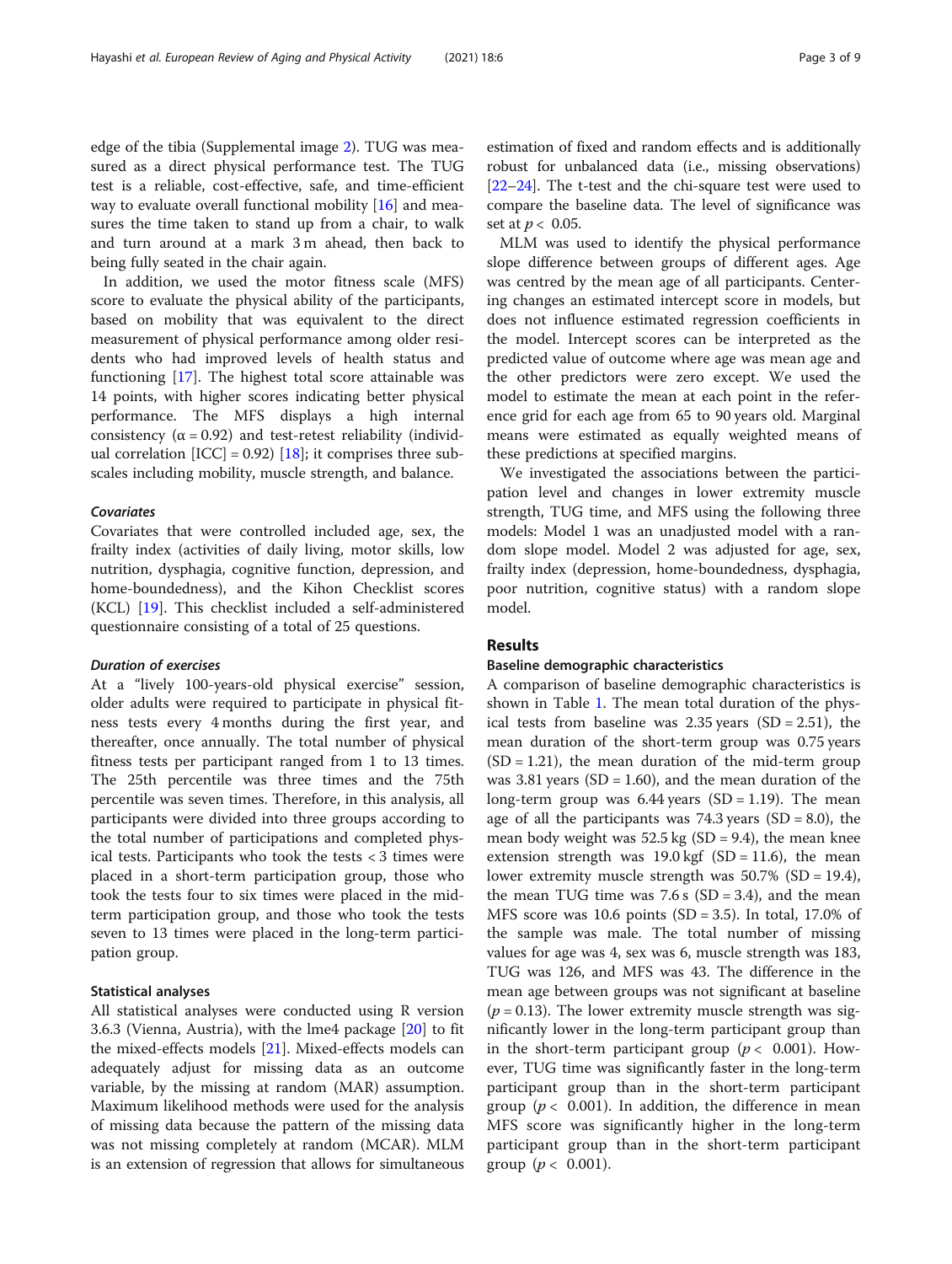edge of the tibia (Supplemental image 2). TUG was measured as a direct physical performance test. The TUG test is a reliable, cost-effective, safe, and time-efficient way to evaluate overall functional mobility [16] and measures the time taken to stand up from a chair, to walk and turn around at a mark 3 m ahead, then back to being fully seated in the chair again.

In addition, we used the motor fitness scale (MFS) score to evaluate the physical ability of the participants, based on mobility that was equivalent to the direct measurement of physical performance among older residents who had improved levels of health status and functioning [17]. The highest total score attainable was 14 points, with higher scores indicating better physical performance. The MFS displays a high internal consistency ($\alpha = 0.92$) and test-retest reliability (individual correlation [ICC] = 0.92) [18]; it comprises three subscales including mobility, muscle strength, and balance.

#### *Covariates*

Covariates that were controlled included age, sex, the frailty index (activities of daily living, motor skills, low nutrition, dysphagia, cognitive function, depression, and home-boundedness), and the Kihon Checklist scores (KCL) [19]. This checklist included a self-administered questionnaire consisting of a total of 25 questions.

#### *Duration of exercises*

At a "lively 100-years-old physical exercise" session, older adults were required to participate in physical fitness tests every 4 months during the first year, and thereafter, once annually. The total number of physical fitness tests per participant ranged from 1 to 13 times. The 25th percentile was three times and the 75th percentile was seven times. Therefore, in this analysis, all participants were divided into three groups according to the total number of participations and completed physical tests. Participants who took the tests < 3 times were placed in a short-term participation group, those who took the tests four to six times were placed in the mid-term participation group, and those who took the tests seven to 13 times were placed in the long-term participation group.

### Statistical analyses

All statistical analyses were conducted using R version 3.6.3 (Vienna, Austria), with the lme4 package [20] to fit the mixed-effects models [21]. Mixed-effects models can adequately adjust for missing data as an outcome variable, by the missing at random (MAR) assumption. Maximum likelihood methods were used for the analysis of missing data because the pattern of the missing data was not missing completely at random (MCAR). MLM is an extension of regression that allows for simultaneous estimation of fixed and random effects and is additionally robust for unbalanced data (i.e., missing observations) [22–24]. The t-test and the chi-square test were used to compare the baseline data. The level of significance was set at $p < 0.05$.

MLM was used to identify the physical performance slope difference between groups of different ages. Age was centred by the mean age of all participants. Centering changes an estimated intercept score in models, but does not influence estimated regression coefficients in the model. Intercept scores can be interpreted as the predicted value of outcome where age was mean age and the other predictors were zero except. We used the model to estimate the mean at each point in the reference grid for each age from 65 to 90 years old. Marginal means were estimated as equally weighted means of these predictions at specified margins.

We investigated the associations between the participation level and changes in lower extremity muscle strength, TUG time, and MFS using the following three models: Model 1 was an unadjusted model with a random slope model. Model 2 was adjusted for age, sex, frailty index (depression, home-boundedness, dysphagia, poor nutrition, cognitive status) with a random slope model.

## Results

### Baseline demographic characteristics

A comparison of baseline demographic characteristics is shown in Table 1. The mean total duration of the physical tests from baseline was 2.35 years (SD = 2.51), the mean duration of the short-term group was 0.75 years (SD = 1.21), the mean duration of the mid-term group was 3.81 years (SD = 1.60), and the mean duration of the long-term group was 6.44 years (SD = 1.19). The mean age of all the participants was 74.3 years (SD = 8.0), the mean body weight was 52.5 kg (SD = 9.4), the mean knee extension strength was 19.0 kgf (SD = 11.6), the mean lower extremity muscle strength was 50.7% (SD = 19.4), the mean TUG time was 7.6 s (SD = 3.4), and the mean MFS score was 10.6 points (SD = 3.5). In total, 17.0% of the sample was male. The total number of missing values for age was 4, sex was 6, muscle strength was 183, TUG was 126, and MFS was 43. The difference in the mean age between groups was not significant at baseline ($p = 0.13$). The lower extremity muscle strength was significantly lower in the long-term participant group than in the short-term participant group ($p < 0.001$). However, TUG time was significantly faster in the long-term participant group than in the short-term participant group ($p < 0.001$). In addition, the difference in mean MFS score was significantly higher in the long-term participant group than in the short-term participant group ($p < 0.001$).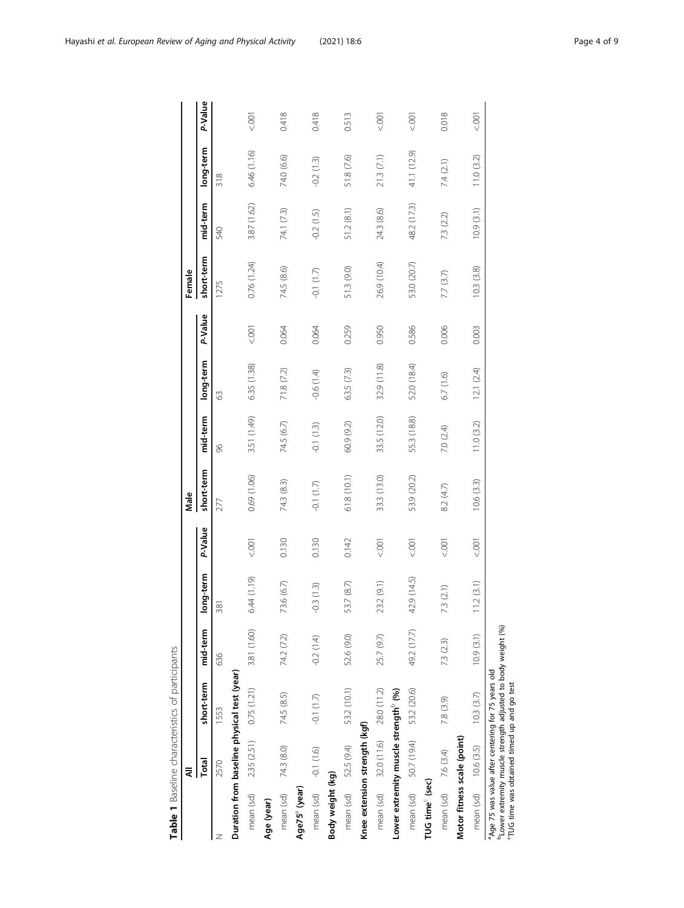**Table 1** Baseline characteristics of participants

| | All | | | | | Male | | | | Female | | | |
|---|---|---|---|---|---|---|---|---|---|---|---|---|---|
| | Total | short-term | mid-term | long-term | *P*-Value | short-term | mid-term | long-term | *P*-Value | short-term | mid-term | long-term | *P*-Value |
| N | 2570 | 1553 | 636 | 381 | | 277 | 96 | 63 | | 1275 | 540 | 318 | |
| **Duration from baseline physical test (year)** | | | | | | | | | | | | | |
| mean (sd) | 2.35 (2.51) | 0.75 (1.21) | 3.81 (1.60) | 6.44 (1.19) | <.001 | 0.69 (1.06) | 3.51 (1.49) | 6.35 (1.38) | <.001 | 0.76 (1.24) | 3.87 (1.62) | 6.46 (1.16) | <.001 |
| **Age (year)** | | | | | | | | | | | | | |
| mean (sd) | 74.3 (8.0) | 74.5 (8.5) | 74.2 (7.2) | 73.6 (6.7) | 0.130 | 74.3 (8.3) | 74.5 (6.7) | 71.8 (7.2) | 0.064 | 74.5 (8.6) | 74.1 (7.3) | 74.0 (6.6) | 0.418 |
| **Age75[a] (year)** | | | | | | | | | | | | | |
| mean (sd) | -0.1 (1.6) | -0.1 (1.7) | -0.2 (1.4) | -0.3 (1.3) | 0.130 | -0.1 (1.7) | -0.1 (1.3) | -0.6 (1.4) | 0.064 | -0.1 (1.7) | -0.2 (1.5) | -0.2 (1.3) | 0.418 |
| **Body weight (kg)** | | | | | | | | | | | | | |
| mean (sd) | 52.5 (9.4) | 53.2 (10.1) | 52.6 (9.0) | 53.7 (8.7) | 0.142 | 61.8 (10.1) | 60.9 (9.2) | 63.5 (7.3) | 0.259 | 51.3 (9.0) | 51.2 (8.1) | 51.8 (7.6) | 0.513 |
| **Knee extension strength (kgf)** | | | | | | | | | | | | | |
| mean (sd) | 32.0 (11.6) | 28.0 (11.2) | 25.7 (9.7) | 23.2 (9.1) | <.001 | 33.3 (13.0) | 33.5 (12.0) | 32.9 (11.8) | 0.950 | 26.9 (10.4) | 24.3 (8.6) | 21.3 (7.1) | <.001 |
| **Lower extremity muscle strength[b] (%)** | | | | | | | | | | | | | |
| mean (sd) | 50.7 (19.4) | 53.2 (20.6) | 49.2 (17.7) | 42.9 (14.5) | <.001 | 53.9 (20.2) | 55.3 (18.8) | 52.0 (18.4) | 0.586 | 53.0 (20.7) | 48.2 (17.3) | 41.1 (12.9) | <.001 |
| **TUG time[c] (sec)** | | | | | | | | | | | | | |
| mean (sd) | 7.6 (3.4) | 7.8 (3.9) | 7.3 (2.3) | 7.3 (2.1) | <.001 | 8.2 (4.7) | 7.0 (2.4) | 6.7 (1.6) | 0.006 | 7.7 (3.7) | 7.3 (2.2) | 7.4 (2.1) | 0.018 |
| **Motor fitness scale (point)** | | | | | | | | | | | | | |
| mean (sd) | 10.6 (3.5) | 10.3 (3.7) | 10.9 (3.1) | 11.2 (3.1) | <.001 | 10.6 (3.3) | 11.0 (3.2) | 12.1 (2.4) | 0.003 | 10.3 (3.8) | 10.9 (3.1) | 11.0 (3.2) | <.001 |

[a]Age 75 was value after centering for 75 years old
[b]Lower extremity muscle strength adjusted to body weight (%)
[c]TUG time was obtained timed up and go test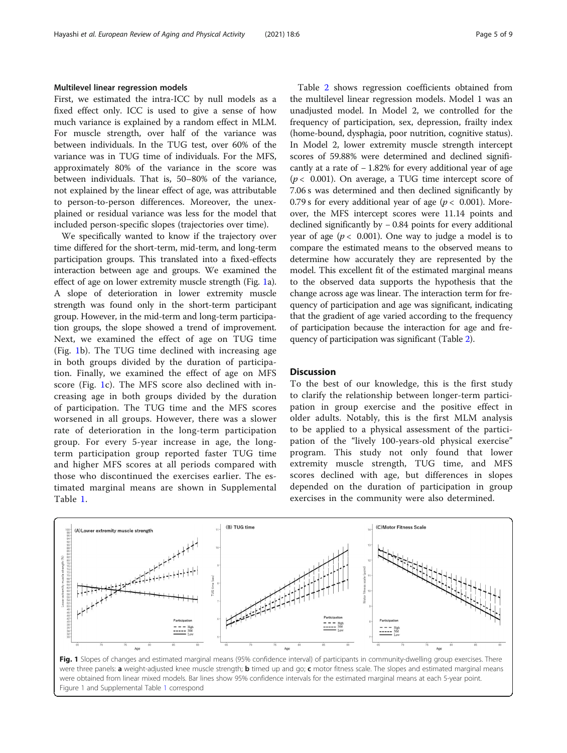### Multilevel linear regression models

First, we estimated the intra-ICC by null models as a fixed effect only. ICC is used to give a sense of how much variance is explained by a random effect in MLM. For muscle strength, over half of the variance was between individuals. In the TUG test, over 60% of the variance was in TUG time of individuals. For the MFS, approximately 80% of the variance in the score was between individuals. That is, 50–80% of the variance, not explained by the linear effect of age, was attributable to person-to-person differences. Moreover, the unexplained or residual variance was less for the model that included person-specific slopes (trajectories over time).

We specifically wanted to know if the trajectory over time differed for the short-term, mid-term, and long-term participation groups. This translated into a fixed-effects interaction between age and groups. We examined the effect of age on lower extremity muscle strength (Fig. 1a). A slope of deterioration in lower extremity muscle strength was found only in the short-term participant group. However, in the mid-term and long-term participation groups, the slope showed a trend of improvement. Next, we examined the effect of age on TUG time (Fig. 1b). The TUG time declined with increasing age in both groups divided by the duration of participation. Finally, we examined the effect of age on MFS score (Fig. 1c). The MFS score also declined with increasing age in both groups divided by the duration of participation. The TUG time and the MFS scores worsened in all groups. However, there was a slower rate of deterioration in the long-term participation group. For every 5-year increase in age, the long-term participation group reported faster TUG time and higher MFS scores at all periods compared with those who discontinued the exercises earlier. The estimated marginal means are shown in Supplemental Table 1.

Table 2 shows regression coefficients obtained from the multilevel linear regression models. Model 1 was an unadjusted model. In Model 2, we controlled for the frequency of participation, sex, depression, frailty index (home-bound, dysphagia, poor nutrition, cognitive status). In Model 2, lower extremity muscle strength intercept scores of 59.88% were determined and declined significantly at a rate of − 1.82% for every additional year of age ($p < 0.001$). On average, a TUG time intercept score of 7.06 s was determined and then declined significantly by 0.79 s for every additional year of age ($p < 0.001$). Moreover, the MFS intercept scores were 11.14 points and declined significantly by − 0.84 points for every additional year of age ($p < 0.001$). One way to judge a model is to compare the estimated means to the observed means to determine how accurately they are represented by the model. This excellent fit of the estimated marginal means to the observed data supports the hypothesis that the change across age was linear. The interaction term for frequency of participation and age was significant, indicating that the gradient of age varied according to the frequency of participation because the interaction for age and frequency of participation was significant (Table 2).

## Discussion

To the best of our knowledge, this is the first study to clarify the relationship between longer-term participation in group exercise and the positive effect in older adults. Notably, this is the first MLM analysis to be applied to a physical assessment of the participation of the "lively 100-years-old physical exercise" program. This study not only found that lower extremity muscle strength, TUG time, and MFS scores declined with age, but differences in slopes depended on the duration of participation in group exercises in the community were also determined.

**Fig. 1** Slopes of changes and estimated marginal means (95% confidence interval) of participants in community-dwelling group exercises. There were three panels: **a** weight-adjusted knee muscle strength; **b** timed up and go; **c** motor fitness scale. The slopes and estimated marginal means were obtained from linear mixed models. Bar lines show 95% confidence intervals for the estimated marginal means at each 5-year point. Figure 1 and Supplemental Table 1 correspond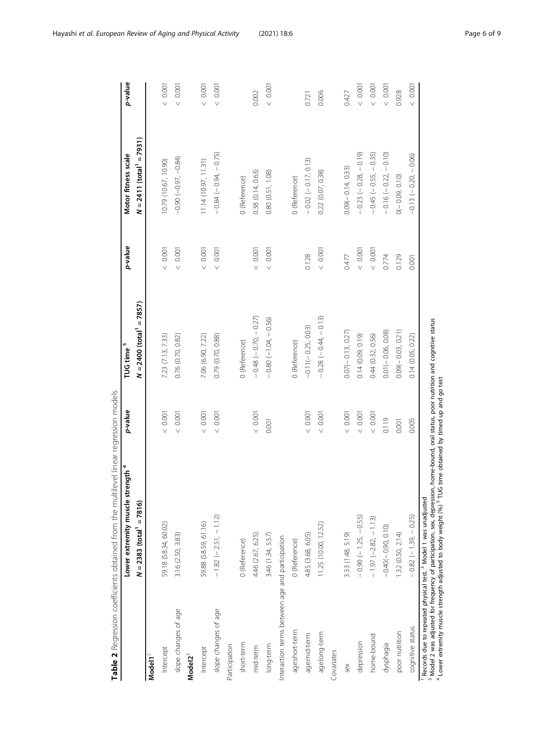**Table 2** Regression coefficients obtained from the multilevel linear regression models

| | Lower extremity muscle strength [4] | p-value | TUG time [5] | p-value | Motor fitness scale | p-value |
|---|---|---|---|---|---|---|
| | N = 2383 (total[1] = 7816) | | N = 2400 (total[1] = 7857) | | N = 2411 (total[1] = 7931) | |
| **Model1**[2] | | | | | | |
| Intercept | 59.18 (58.34, 60.02) | < 0.001 | 7.23 (7.13, 7.33) | < 0.001 | 10.79 (10.67, 10.90) | < 0.001 |
| slope changes of age | 3.16 (2.50, 3.83) | < 0.001 | 0.76 (0.70, 0.82) | < 0.001 | −0.90 (−0.97, −0.84) | < 0.001 |
| **Model2**[3] | | | | | | |
| Intercept | 59.88 (58.59, 61.16) | < 0.001 | 7.06 (6.90, 7.22) | < 0.001 | 11.14 (10.97, 11.31) | < 0.001 |
| slope changes of age | −1.82 (− 2.51, − 1.12) | < 0.001 | 0.79 (0.70, 0.88) | < 0.001 | − 0.84 (− 0.94, − 0.75) | < 0.001 |
| Participation | | | | | | |
| short-term | 0 (Reference) | | 0 (Reference) | | 0 (Reference) | |
| mid-term | 4.46 (2.67, 6.25) | < 0.001 | − 0.48 (− 0.70, − 0.27) | < 0.001 | 0.38 (0.14, 0.63) | 0.002 |
| long-term | 3.46 (1.34, 5.57) | 0.001 | − 0.80 (−1.04, − 0.56) | < 0.001 | 0.80 (0.51, 1.08) | < 0.001 |
| Interaction terms between age and participation | | | | | | |
| age:short-term | 0 (Reference) | | 0 (Reference) | | 0 (Reference) | |
| age:mid-term | 4.85 (3.68, 6.05) | < 0.001 | −0.11(− 0.25, 0.03) | 0.128 | − 0.02 (− 0.17, 0.13) | 0.721 |
| age:long-term | 11.25 (10.00, 12.52) | < 0.001 | − 0.28 (− 0.44, − 0.13) | < 0.001 | 0.22 (0.07, 0.38) | 0.006 |
| Covariates | | | | | | |
| sex | 3.33 (1.48, 5.19) | < 0.001 | 0.07(− 0.13, 0.27) | 0.477 | 0.09(− 0.14, 0.33) | 0.427 |
| depression | − 0.90 (− 1.25, − 0.55) | < 0.001 | 0.14 (0.09, 0.19) | < 0.001 | − 0.23 (− 0.28, − 0.19) | < 0.001 |
| home-bound | − 1.97 (−2.82, − 1.13) | < 0.001 | 0.44 (0.32, 0.56) | < 0.001 | − 0.45 (− 0.55, − 0.35) | < 0.001 |
| dysphagia | −0.40(− 0.90, 0.10) | 0.119 | 0.01(− 0.06, 0.08) | 0.774 | − 0.16 (− 0.22, − 0.10) | < 0.001 |
| poor nutrition | 1.32 (0.50, 2.14) | 0.001 | 0.09(− 0.03, 0.21) | 0.129 | 0(− 0.09, 0.10) | 0.928 |
| cognitive status | − 0.82 (− 1.39, − 0.25) | 0.005 | 0.14 (0.05, 0.22) | 0.001 | −0.13 (− 0.20, − 0.06) | < 0.001 |

[1] Records due to repeated physical test. [2] Model 1 was unadjusted
[3] Model 2 was adjusted for frequency of participation, sex, depression, home-bound, oral status, poor nutrition and cognitive status
[4] Lower extremity muscle strength adjusted to body weight (%) [5] TUG time obtained by timed up and go test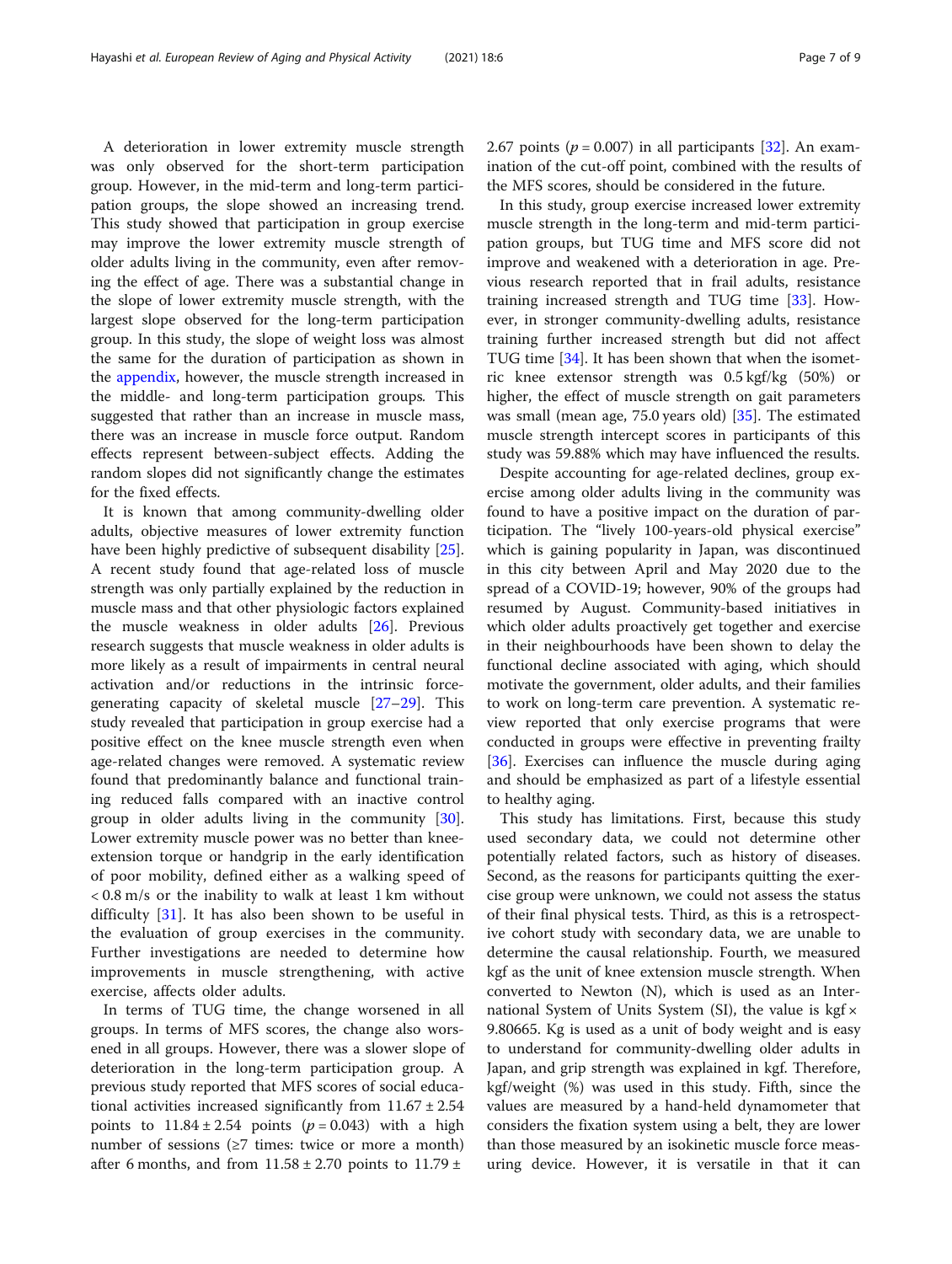A deterioration in lower extremity muscle strength was only observed for the short-term participation group. However, in the mid-term and long-term participation groups, the slope showed an increasing trend. This study showed that participation in group exercise may improve the lower extremity muscle strength of older adults living in the community, even after removing the effect of age. There was a substantial change in the slope of lower extremity muscle strength, with the largest slope observed for the long-term participation group. In this study, the slope of weight loss was almost the same for the duration of participation as shown in the appendix, however, the muscle strength increased in the middle- and long-term participation groups. This suggested that rather than an increase in muscle mass, there was an increase in muscle force output. Random effects represent between-subject effects. Adding the random slopes did not significantly change the estimates for the fixed effects.

It is known that among community-dwelling older adults, objective measures of lower extremity function have been highly predictive of subsequent disability [25]. A recent study found that age-related loss of muscle strength was only partially explained by the reduction in muscle mass and that other physiologic factors explained the muscle weakness in older adults [26]. Previous research suggests that muscle weakness in older adults is more likely as a result of impairments in central neural activation and/or reductions in the intrinsic force-generating capacity of skeletal muscle [27–29]. This study revealed that participation in group exercise had a positive effect on the knee muscle strength even when age-related changes were removed. A systematic review found that predominantly balance and functional training reduced falls compared with an inactive control group in older adults living in the community [30]. Lower extremity muscle power was no better than knee-extension torque or handgrip in the early identification of poor mobility, defined either as a walking speed of < 0.8 m/s or the inability to walk at least 1 km without difficulty [31]. It has also been shown to be useful in the evaluation of group exercises in the community. Further investigations are needed to determine how improvements in muscle strengthening, with active exercise, affects older adults.

In terms of TUG time, the change worsened in all groups. In terms of MFS scores, the change also worsened in all groups. However, there was a slower slope of deterioration in the long-term participation group. A previous study reported that MFS scores of social educational activities increased significantly from 11.67 ± 2.54 points to 11.84 ± 2.54 points ($p = 0.043$) with a high number of sessions (≥7 times: twice or more a month) after 6 months, and from 11.58 ± 2.70 points to 11.79 ± 2.67 points ($p = 0.007$) in all participants [32]. An examination of the cut-off point, combined with the results of the MFS scores, should be considered in the future.

In this study, group exercise increased lower extremity muscle strength in the long-term and mid-term participation groups, but TUG time and MFS score did not improve and weakened with a deterioration in age. Previous research reported that in frail adults, resistance training increased strength and TUG time [33]. However, in stronger community-dwelling adults, resistance training further increased strength but did not affect TUG time [34]. It has been shown that when the isometric knee extensor strength was 0.5 kgf/kg (50%) or higher, the effect of muscle strength on gait parameters was small (mean age, 75.0 years old) [35]. The estimated muscle strength intercept scores in participants of this study was 59.88% which may have influenced the results.

Despite accounting for age-related declines, group exercise among older adults living in the community was found to have a positive impact on the duration of participation. The "lively 100-years-old physical exercise" which is gaining popularity in Japan, was discontinued in this city between April and May 2020 due to the spread of a COVID-19; however, 90% of the groups had resumed by August. Community-based initiatives in which older adults proactively get together and exercise in their neighbourhoods have been shown to delay the functional decline associated with aging, which should motivate the government, older adults, and their families to work on long-term care prevention. A systematic review reported that only exercise programs that were conducted in groups were effective in preventing frailty [36]. Exercises can influence the muscle during aging and should be emphasized as part of a lifestyle essential to healthy aging.

This study has limitations. First, because this study used secondary data, we could not determine other potentially related factors, such as history of diseases. Second, as the reasons for participants quitting the exercise group were unknown, we could not assess the status of their final physical tests. Third, as this is a retrospective cohort study with secondary data, we are unable to determine the causal relationship. Fourth, we measured kgf as the unit of knee extension muscle strength. When converted to Newton (N), which is used as an International System of Units System (SI), the value is kgf × 9.80665. Kg is used as a unit of body weight and is easy to understand for community-dwelling older adults in Japan, and grip strength was explained in kgf. Therefore, kgf/weight (%) was used in this study. Fifth, since the values are measured by a hand-held dynamometer that considers the fixation system using a belt, they are lower than those measured by an isokinetic muscle force measuring device. However, it is versatile in that it can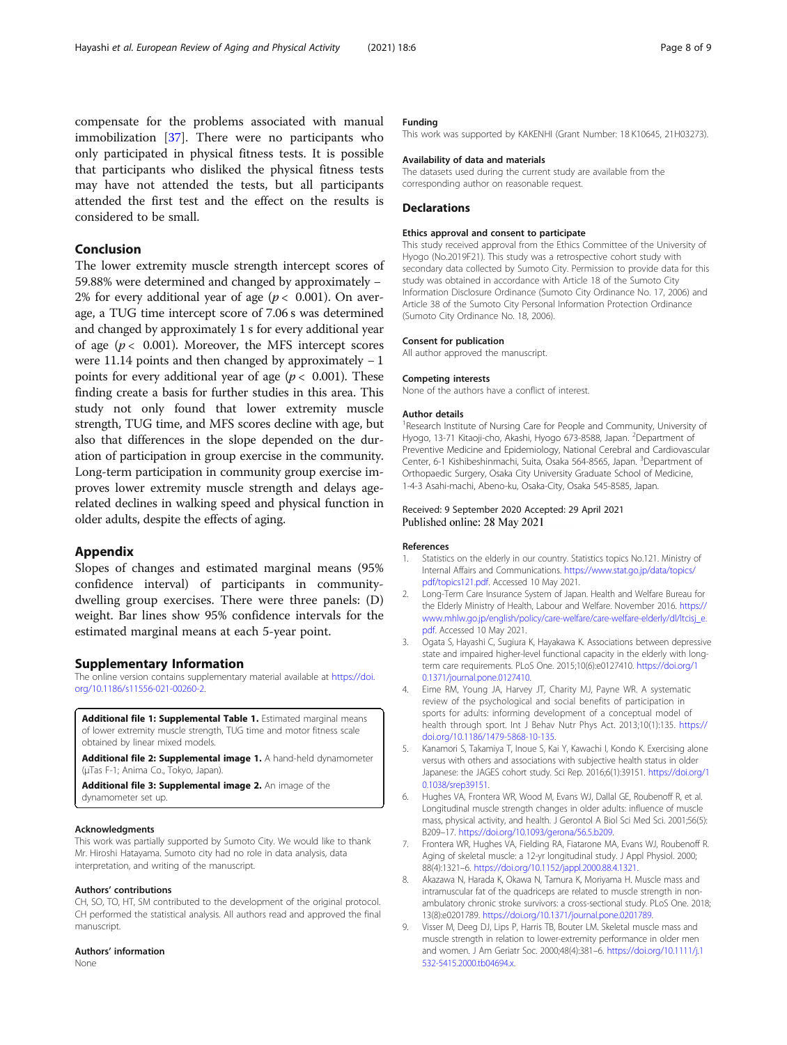compensate for the problems associated with manual immobilization [37]. There were no participants who only participated in physical fitness tests. It is possible that participants who disliked the physical fitness tests may have not attended the tests, but all participants attended the first test and the effect on the results is considered to be small.

## Conclusion

The lower extremity muscle strength intercept scores of 59.88% were determined and changed by approximately −2% for every additional year of age ($p < 0.001$). On average, a TUG time intercept score of 7.06 s was determined and changed by approximately 1 s for every additional year of age ($p < 0.001$). Moreover, the MFS intercept scores were 11.14 points and then changed by approximately −1 points for every additional year of age ($p < 0.001$). These finding create a basis for further studies in this area. This study not only found that lower extremity muscle strength, TUG time, and MFS scores decline with age, but also that differences in the slope depended on the duration of participation in group exercise in the community. Long-term participation in community group exercise improves lower extremity muscle strength and delays age-related declines in walking speed and physical function in older adults, despite the effects of aging.

## Appendix

Slopes of changes and estimated marginal means (95% confidence interval) of participants in community-dwelling group exercises. There were three panels: (D) weight. Bar lines show 95% confidence intervals for the estimated marginal means at each 5-year point.

## Supplementary Information

The online version contains supplementary material available at https://doi.org/10.1186/s11556-021-00260-2.

**Additional file 1: Supplemental Table 1.** Estimated marginal means of lower extremity muscle strength, TUG time and motor fitness scale obtained by linear mixed models.

**Additional file 2: Supplemental image 1.** A hand-held dynamometer (μTas F-1; Anima Co., Tokyo, Japan).

**Additional file 3: Supplemental image 2.** An image of the dynamometer set up.

#### Acknowledgments

This work was partially supported by Sumoto City. We would like to thank Mr. Hiroshi Hatayama. Sumoto city had no role in data analysis, data interpretation, and writing of the manuscript.

#### Authors' contributions

CH, SO, TO, HT, SM contributed to the development of the original protocol. CH performed the statistical analysis. All authors read and approved the final manuscript.

#### Authors' information

None

#### Funding

This work was supported by KAKENHI (Grant Number: 18 K10645, 21H03273).

#### Availability of data and materials

The datasets used during the current study are available from the corresponding author on reasonable request.

## Declarations

#### Ethics approval and consent to participate

This study received approval from the Ethics Committee of the University of Hyogo (No.2019F21). This study was a retrospective cohort study with secondary data collected by Sumoto City. Permission to provide data for this study was obtained in accordance with Article 18 of the Sumoto City Information Disclosure Ordinance (Sumoto City Ordinance No. 17, 2006) and Article 38 of the Sumoto City Personal Information Protection Ordinance (Sumoto City Ordinance No. 18, 2006).

#### Consent for publication

All author approved the manuscript.

#### Competing interests

None of the authors have a conflict of interest.

#### Author details

[1]Research Institute of Nursing Care for People and Community, University of Hyogo, 13-71 Kitaoji-cho, Akashi, Hyogo 673-8588, Japan. [2]Department of Preventive Medicine and Epidemiology, National Cerebral and Cardiovascular Center, 6-1 Kishibeshinmachi, Suita, Osaka 564-8565, Japan. [3]Department of Orthopaedic Surgery, Osaka City University Graduate School of Medicine, 1-4-3 Asahi-machi, Abeno-ku, Osaka-City, Osaka 545-8585, Japan.

Received: 9 September 2020 Accepted: 29 April 2021
Published online: 28 May 2021

#### References

1. Statistics on the elderly in our country. Statistics topics No.121. Ministry of Internal Affairs and Communications. https://www.stat.go.jp/data/topics/pdf/topics121.pdf. Accessed 10 May 2021.
2. Long-Term Care Insurance System of Japan. Health and Welfare Bureau for the Elderly Ministry of Health, Labour and Welfare. November 2016. https://www.mhlw.go.jp/english/policy/care-welfare/care-welfare-elderly/dl/ltcisj_e.pdf. Accessed 10 May 2021.
3. Ogata S, Hayashi C, Sugiura K, Hayakawa K. Associations between depressive state and impaired higher-level functional capacity in the elderly with long-term care requirements. PLoS One. 2015;10(6):e0127410. https://doi.org/10.1371/journal.pone.0127410.
4. Eime RM, Young JA, Harvey JT, Charity MJ, Payne WR. A systematic review of the psychological and social benefits of participation in sports for adults: informing development of a conceptual model of health through sport. Int J Behav Nutr Phys Act. 2013;10(1):135. https://doi.org/10.1186/1479-5868-10-135.
5. Kanamori S, Takamiya T, Inoue S, Kai Y, Kawachi I, Kondo K. Exercising alone versus with others and associations with subjective health status in older Japanese: the JAGES cohort study. Sci Rep. 2016;6(1):39151. https://doi.org/10.1038/srep39151.
6. Hughes VA, Frontera WR, Wood M, Evans WJ, Dallal GE, Roubenoff R, et al. Longitudinal muscle strength changes in older adults: influence of muscle mass, physical activity, and health. J Gerontol A Biol Sci Med Sci. 2001;56(5):B209–17. https://doi.org/10.1093/gerona/56.5.b209.
7. Frontera WR, Hughes VA, Fielding RA, Fiatarone MA, Evans WJ, Roubenoff R. Aging of skeletal muscle: a 12-yr longitudinal study. J Appl Physiol. 2000;88(4):1321–6. https://doi.org/10.1152/jappl.2000.88.4.1321.
8. Akazawa N, Harada K, Okawa N, Tamura K, Moriyama H. Muscle mass and intramuscular fat of the quadriceps are related to muscle strength in non-ambulatory chronic stroke survivors: a cross-sectional study. PLoS One. 2018;13(8):e0201789. https://doi.org/10.1371/journal.pone.0201789.
9. Visser M, Deeg DJ, Lips P, Harris TB, Bouter LM. Skeletal muscle mass and muscle strength in relation to lower-extremity performance in older men and women. J Am Geriatr Soc. 2000;48(4):381–6. https://doi.org/10.1111/j.1532-5415.2000.tb04694.x.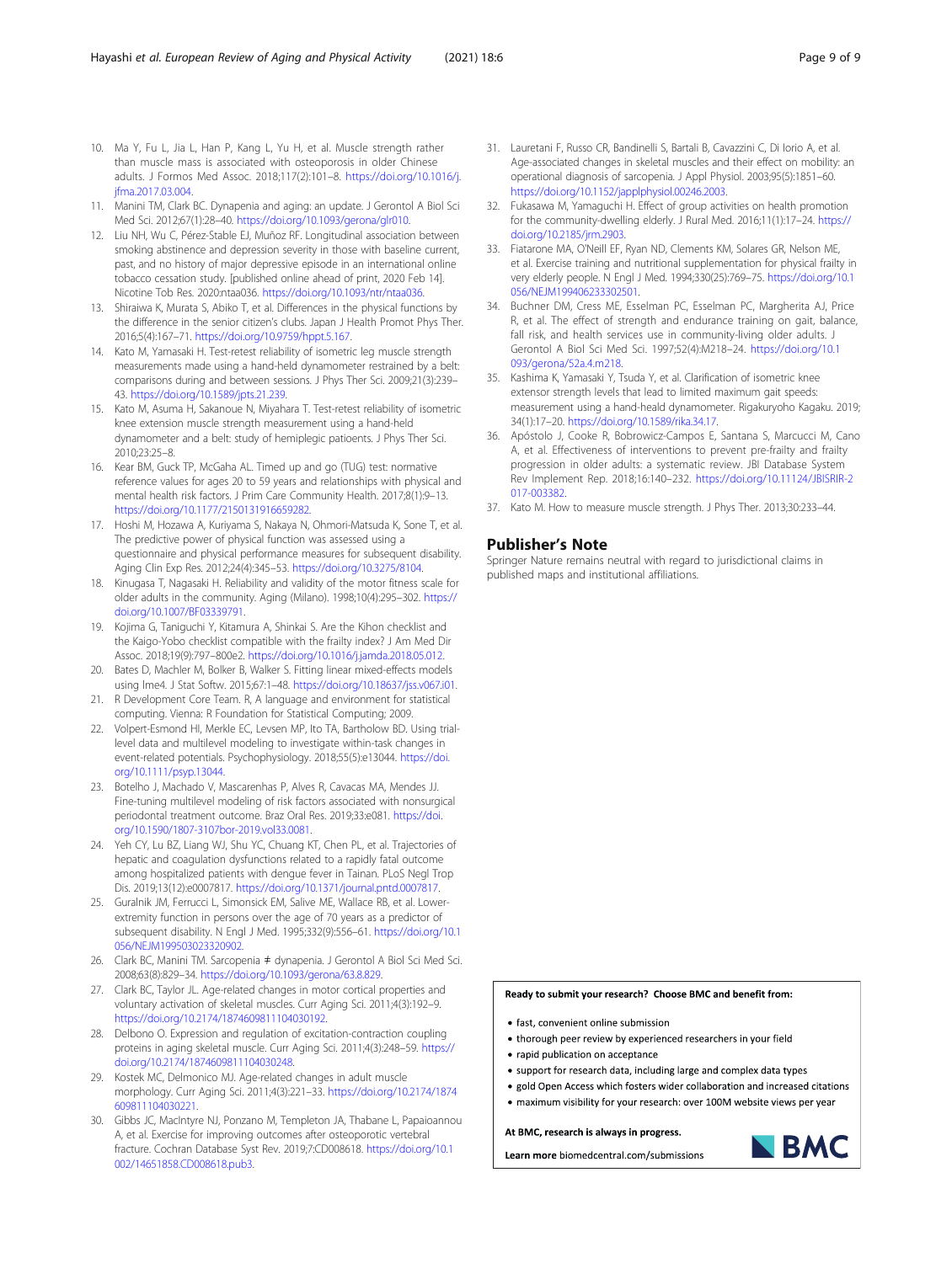10. Ma Y, Fu L, Jia L, Han P, Kang L, Yu H, et al. Muscle strength rather than muscle mass is associated with osteoporosis in older Chinese adults. J Formos Med Assoc. 2018;117(2):101–8. https://doi.org/10.1016/j.jfma.2017.03.004.
11. Manini TM, Clark BC. Dynapenia and aging: an update. J Gerontol A Biol Sci Med Sci. 2012;67(1):28–40. https://doi.org/10.1093/gerona/glr010.
12. Liu NH, Wu C, Pérez-Stable EJ, Muñoz RF. Longitudinal association between smoking abstinence and depression severity in those with baseline current, past, and no history of major depressive episode in an international online tobacco cessation study. [published online ahead of print, 2020 Feb 14]. Nicotine Tob Res. 2020:ntaa036. https://doi.org/10.1093/ntr/ntaa036.
13. Shiraiwa K, Murata S, Abiko T, et al. Differences in the physical functions by the difference in the senior citizen's clubs. Japan J Health Promot Phys Ther. 2016;5(4):167–71. https://doi.org/10.9759/hppt.5.167.
14. Kato M, Yamasaki H. Test-retest reliability of isometric leg muscle strength measurements made using a hand-held dynamometer restrained by a belt: comparisons during and between sessions. J Phys Ther Sci. 2009;21(3):239–43. https://doi.org/10.1589/jpts.21.239.
15. Kato M, Asuma H, Sakanoue N, Miyahara T. Test-retest reliability of isometric knee extension muscle strength measurement using a hand-held dynamometer and a belt: study of hemiplegic patioents. J Phys Ther Sci. 2010;23:25–8.
16. Kear BM, Guck TP, McGaha AL. Timed up and go (TUG) test: normative reference values for ages 20 to 59 years and relationships with physical and mental health risk factors. J Prim Care Community Health. 2017;8(1):9–13. https://doi.org/10.1177/2150131916659282.
17. Hoshi M, Hozawa A, Kuriyama S, Nakaya N, Ohmori-Matsuda K, Sone T, et al. The predictive power of physical function was assessed using a questionnaire and physical performance measures for subsequent disability. Aging Clin Exp Res. 2012;24(4):345–53. https://doi.org/10.3275/8104.
18. Kinugasa T, Nagasaki H. Reliability and validity of the motor fitness scale for older adults in the community. Aging (Milano). 1998;10(4):295–302. https://doi.org/10.1007/BF03339791.
19. Kojima G, Taniguchi Y, Kitamura A, Shinkai S. Are the Kihon checklist and the Kaigo-Yobo checklist compatible with the frailty index? J Am Med Dir Assoc. 2018;19(9):797–800e2. https://doi.org/10.1016/j.jamda.2018.05.012.
20. Bates D, Machler M, Bolker B, Walker S. Fitting linear mixed-effects models using lme4. J Stat Softw. 2015;67:1–48. https://doi.org/10.18637/jss.v067.i01.
21. R Development Core Team. R, A language and environment for statistical computing. Vienna: R Foundation for Statistical Computing; 2009.
22. Volpert-Esmond HI, Merkle EC, Levsen MP, Ito TA, Bartholow BD. Using trial-level data and multilevel modeling to investigate within-task changes in event-related potentials. Psychophysiology. 2018;55(5):e13044. https://doi.org/10.1111/psyp.13044.
23. Botelho J, Machado V, Mascarenhas P, Alves R, Cavacas MA, Mendes JJ. Fine-tuning multilevel modeling of risk factors associated with nonsurgical periodontal treatment outcome. Braz Oral Res. 2019;33:e081. https://doi.org/10.1590/1807-3107bor-2019.vol33.0081.
24. Yeh CY, Lu BZ, Liang WJ, Shu YC, Chuang KT, Chen PL, et al. Trajectories of hepatic and coagulation dysfunctions related to a rapidly fatal outcome among hospitalized patients with dengue fever in Tainan. PLoS Negl Trop Dis. 2019;13(12):e0007817. https://doi.org/10.1371/journal.pntd.0007817.
25. Guralnik JM, Ferrucci L, Simonsick EM, Salive ME, Wallace RB, et al. Lower-extremity function in persons over the age of 70 years as a predictor of subsequent disability. N Engl J Med. 1995;332(9):556–61. https://doi.org/10.1056/NEJM199503023320902.
26. Clark BC, Manini TM. Sarcopenia ≠ dynapenia. J Gerontol A Biol Sci Med Sci. 2008;63(8):829–34. https://doi.org/10.1093/gerona/63.8.829.
27. Clark BC, Taylor JL. Age-related changes in motor cortical properties and voluntary activation of skeletal muscles. Curr Aging Sci. 2011;4(3):192–9. https://doi.org/10.2174/1874609811104030192.
28. Delbono O. Expression and regulation of excitation-contraction coupling proteins in aging skeletal muscle. Curr Aging Sci. 2011;4(3):248–59. https://doi.org/10.2174/1874609811104030248.
29. Kostek MC, Delmonico MJ. Age-related changes in adult muscle morphology. Curr Aging Sci. 2011;4(3):221–33. https://doi.org/10.2174/1874609811104030221.
30. Gibbs JC, MacIntyre NJ, Ponzano M, Templeton JA, Thabane L, Papaioannou A, et al. Exercise for improving outcomes after osteoporotic vertebral fracture. Cochran Database Syst Rev. 2019;7:CD008618. https://doi.org/10.1002/14651858.CD008618.pub3.
31. Lauretani F, Russo CR, Bandinelli S, Bartali B, Cavazzini C, Di Iorio A, et al. Age-associated changes in skeletal muscles and their effect on mobility: an operational diagnosis of sarcopenia. J Appl Physiol. 2003;95(5):1851–60. https://doi.org/10.1152/japplphysiol.00246.2003.
32. Fukasawa M, Yamaguchi H. Effect of group activities on health promotion for the community-dwelling elderly. J Rural Med. 2016;11(1):17–24. https://doi.org/10.2185/jrm.2903.
33. Fiatarone MA, O'Neill EF, Ryan ND, Clements KM, Solares GR, Nelson ME, et al. Exercise training and nutritional supplementation for physical frailty in very elderly people. N Engl J Med. 1994;330(25):769–75. https://doi.org/10.1056/NEJM199406233302501.
34. Buchner DM, Cress ME, Esselman PC, Esselman PC, Margherita AJ, Price R, et al. The effect of strength and endurance training on gait, balance, fall risk, and health services use in community-living older adults. J Gerontol A Biol Sci Med Sci. 1997;52(4):M218–24. https://doi.org/10.1093/gerona/52a.4.m218.
35. Kashima K, Yamasaki Y, Tsuda Y, et al. Clarification of isometric knee extensor strength levels that lead to limited maximum gait speeds: measurement using a hand-held dynamometer. Rigakuryoho Kagaku. 2019;34(1):17–20. https://doi.org/10.1589/rika.34.17.
36. Apóstolo J, Cooke R, Bobrowicz-Campos E, Santana S, Marcucci M, Cano A, et al. Effectiveness of interventions to prevent pre-frailty and frailty progression in older adults: a systematic review. JBI Database System Rev Implement Rep. 2018;16:140–232. https://doi.org/10.11124/JBISRIR-2017-003382.
37. Kato M. How to measure muscle strength. J Phys Ther. 2013;30:233–44.

## Publisher's Note

Springer Nature remains neutral with regard to jurisdictional claims in published maps and institutional affiliations.

**Ready to submit your research? Choose BMC and benefit from:**

- fast, convenient online submission
- thorough peer review by experienced researchers in your field
- rapid publication on acceptance
- support for research data, including large and complex data types
- gold Open Access which fosters wider collaboration and increased citations
- maximum visibility for your research: over 100M website views per year

**At BMC, research is always in progress.**

**Learn more** biomedcentral.com/submissions

BMC